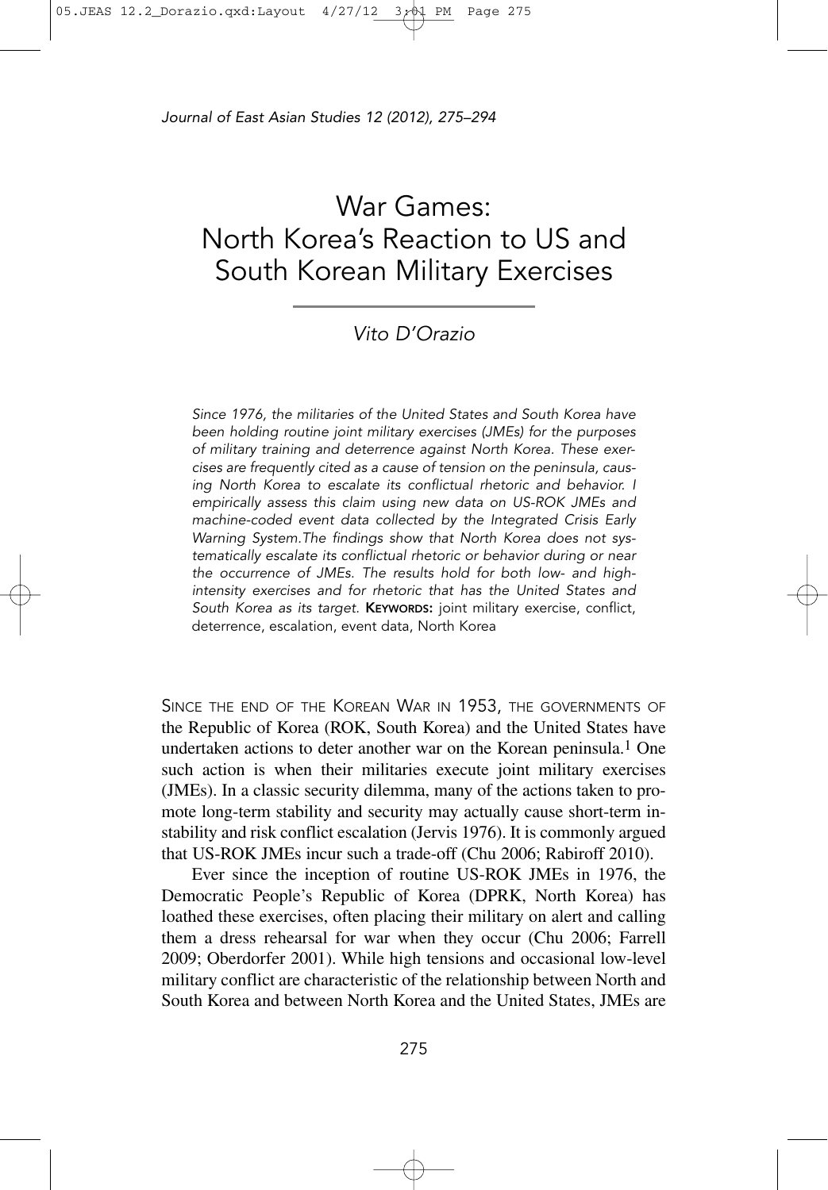# War Games: North Korea's Reaction to US and South Korean Military Exercises

*Vito D'Orazio*

*Since 1976, the militaries of the United States and South Korea have been holding routine joint military exercises (JMEs) for the purposes of military training and deterrence against North Korea. These exercises are frequently cited as a cause of tension on the peninsula, causing North Korea to escalate its conflictual rhetoric and behavior. I empirically assess this claim using new data on US-ROK JMEs and machine-coded event data collected by the Integrated Crisis Early Warning System. The findings show that North Korea does not systematically escalate its conflictual rhetoric or behavior during or near the occurrence of JMEs. The results hold for both low- and high-intensity exercises and for rhetoric that has the United States and South Korea as its target.* **KEYWORDS:** joint military exercise, conflict, deterrence, escalation, event data, North Korea

SINCE THE END OF THE KOREAN WAR IN 1953, THE GOVERNMENTS OF the Republic of Korea (ROK, South Korea) and the United States have undertaken actions to deter another war on the Korean peninsula.[1] One such action is when their militaries execute joint military exercises (JMEs). In a classic security dilemma, many of the actions taken to promote long-term stability and security may actually cause short-term instability and risk conflict escalation (Jervis 1976). It is commonly argued that US-ROK JMEs incur such a trade-off (Chu 2006; Rabiroff 2010).

Ever since the inception of routine US-ROK JMEs in 1976, the Democratic People's Republic of Korea (DPRK, North Korea) has loathed these exercises, often placing their military on alert and calling them a dress rehearsal for war when they occur (Chu 2006; Farrell 2009; Oberdorfer 2001). While high tensions and occasional low-level military conflict are characteristic of the relationship between North and South Korea and between North Korea and the United States, JMEs are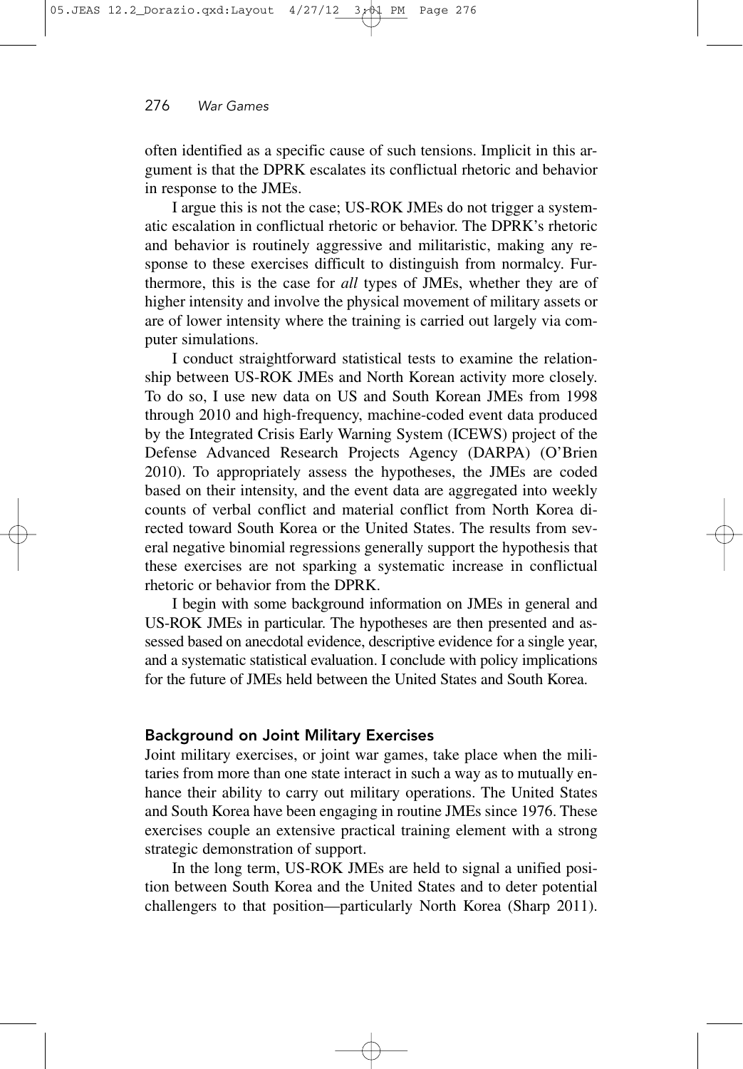often identified as a specific cause of such tensions. Implicit in this argument is that the DPRK escalates its conflictual rhetoric and behavior in response to the JMEs.

I argue this is not the case; US-ROK JMEs do not trigger a systematic escalation in conflictual rhetoric or behavior. The DPRK's rhetoric and behavior is routinely aggressive and militaristic, making any response to these exercises difficult to distinguish from normalcy. Furthermore, this is the case for *all* types of JMEs, whether they are of higher intensity and involve the physical movement of military assets or are of lower intensity where the training is carried out largely via computer simulations.

I conduct straightforward statistical tests to examine the relationship between US-ROK JMEs and North Korean activity more closely. To do so, I use new data on US and South Korean JMEs from 1998 through 2010 and high-frequency, machine-coded event data produced by the Integrated Crisis Early Warning System (ICEWS) project of the Defense Advanced Research Projects Agency (DARPA) (O'Brien 2010). To appropriately assess the hypotheses, the JMEs are coded based on their intensity, and the event data are aggregated into weekly counts of verbal conflict and material conflict from North Korea directed toward South Korea or the United States. The results from several negative binomial regressions generally support the hypothesis that these exercises are not sparking a systematic increase in conflictual rhetoric or behavior from the DPRK.

I begin with some background information on JMEs in general and US-ROK JMEs in particular. The hypotheses are then presented and assessed based on anecdotal evidence, descriptive evidence for a single year, and a systematic statistical evaluation. I conclude with policy implications for the future of JMEs held between the United States and South Korea.

## Background on Joint Military Exercises

Joint military exercises, or joint war games, take place when the militaries from more than one state interact in such a way as to mutually enhance their ability to carry out military operations. The United States and South Korea have been engaging in routine JMEs since 1976. These exercises couple an extensive practical training element with a strong strategic demonstration of support.

In the long term, US-ROK JMEs are held to signal a unified position between South Korea and the United States and to deter potential challengers to that position—particularly North Korea (Sharp 2011).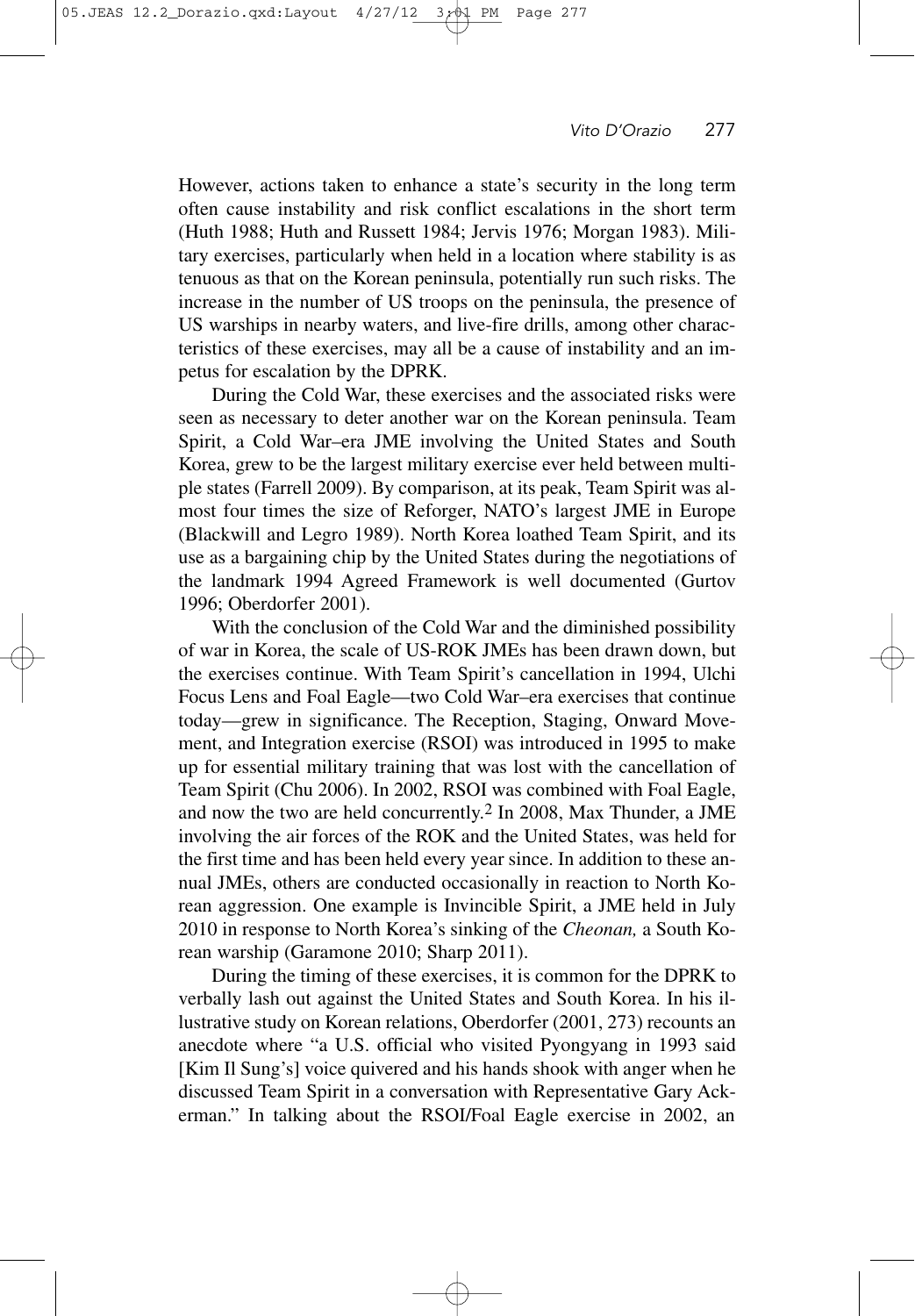However, actions taken to enhance a state's security in the long term often cause instability and risk conflict escalations in the short term (Huth 1988; Huth and Russett 1984; Jervis 1976; Morgan 1983). Military exercises, particularly when held in a location where stability is as tenuous as that on the Korean peninsula, potentially run such risks. The increase in the number of US troops on the peninsula, the presence of US warships in nearby waters, and live-fire drills, among other characteristics of these exercises, may all be a cause of instability and an impetus for escalation by the DPRK.

During the Cold War, these exercises and the associated risks were seen as necessary to deter another war on the Korean peninsula. Team Spirit, a Cold War–era JME involving the United States and South Korea, grew to be the largest military exercise ever held between multiple states (Farrell 2009). By comparison, at its peak, Team Spirit was almost four times the size of Reforger, NATO's largest JME in Europe (Blackwill and Legro 1989). North Korea loathed Team Spirit, and its use as a bargaining chip by the United States during the negotiations of the landmark 1994 Agreed Framework is well documented (Gurtov 1996; Oberdorfer 2001).

With the conclusion of the Cold War and the diminished possibility of war in Korea, the scale of US-ROK JMEs has been drawn down, but the exercises continue. With Team Spirit's cancellation in 1994, Ulchi Focus Lens and Foal Eagle—two Cold War–era exercises that continue today—grew in significance. The Reception, Staging, Onward Movement, and Integration exercise (RSOI) was introduced in 1995 to make up for essential military training that was lost with the cancellation of Team Spirit (Chu 2006). In 2002, RSOI was combined with Foal Eagle, and now the two are held concurrently.[2] In 2008, Max Thunder, a JME involving the air forces of the ROK and the United States, was held for the first time and has been held every year since. In addition to these annual JMEs, others are conducted occasionally in reaction to North Korean aggression. One example is Invincible Spirit, a JME held in July 2010 in response to North Korea's sinking of the *Cheonan,* a South Korean warship (Garamone 2010; Sharp 2011).

During the timing of these exercises, it is common for the DPRK to verbally lash out against the United States and South Korea. In his illustrative study on Korean relations, Oberdorfer (2001, 273) recounts an anecdote where "a U.S. official who visited Pyongyang in 1993 said [Kim Il Sung's] voice quivered and his hands shook with anger when he discussed Team Spirit in a conversation with Representative Gary Ackerman." In talking about the RSOI/Foal Eagle exercise in 2002, an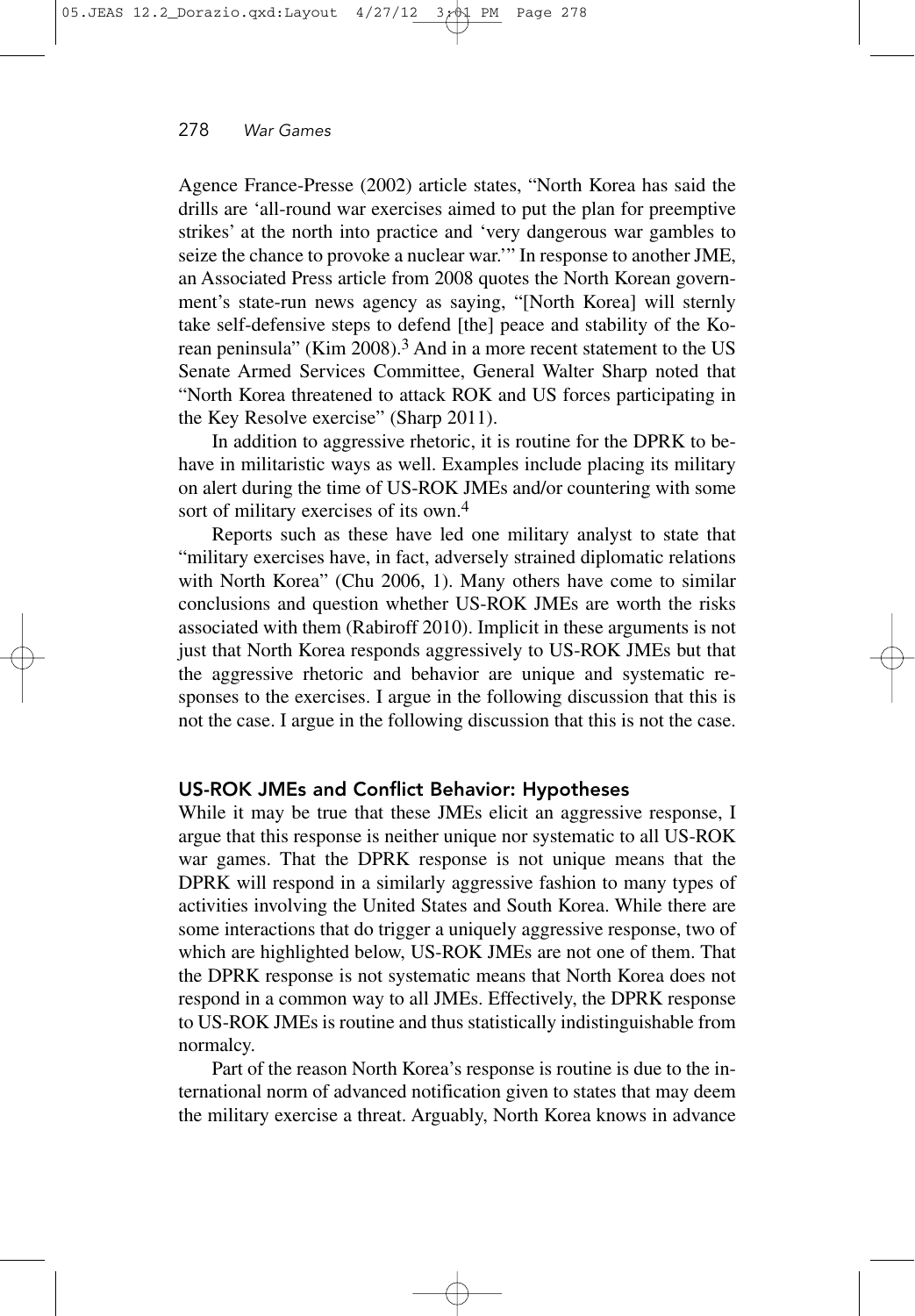Agence France-Presse (2002) article states, "North Korea has said the drills are 'all-round war exercises aimed to put the plan for preemptive strikes' at the north into practice and 'very dangerous war gambles to seize the chance to provoke a nuclear war.'" In response to another JME, an Associated Press article from 2008 quotes the North Korean government's state-run news agency as saying, "[North Korea] will sternly take self-defensive steps to defend [the] peace and stability of the Korean peninsula" (Kim 2008).[3] And in a more recent statement to the US Senate Armed Services Committee, General Walter Sharp noted that "North Korea threatened to attack ROK and US forces participating in the Key Resolve exercise" (Sharp 2011).

In addition to aggressive rhetoric, it is routine for the DPRK to behave in militaristic ways as well. Examples include placing its military on alert during the time of US-ROK JMEs and/or countering with some sort of military exercises of its own.[4]

Reports such as these have led one military analyst to state that "military exercises have, in fact, adversely strained diplomatic relations with North Korea" (Chu 2006, 1). Many others have come to similar conclusions and question whether US-ROK JMEs are worth the risks associated with them (Rabiroff 2010). Implicit in these arguments is not just that North Korea responds aggressively to US-ROK JMEs but that the aggressive rhetoric and behavior are unique and systematic responses to the exercises. I argue in the following discussion that this is not the case. I argue in the following discussion that this is not the case.

## US-ROK JMEs and Conflict Behavior: Hypotheses

While it may be true that these JMEs elicit an aggressive response, I argue that this response is neither unique nor systematic to all US-ROK war games. That the DPRK response is not unique means that the DPRK will respond in a similarly aggressive fashion to many types of activities involving the United States and South Korea. While there are some interactions that do trigger a uniquely aggressive response, two of which are highlighted below, US-ROK JMEs are not one of them. That the DPRK response is not systematic means that North Korea does not respond in a common way to all JMEs. Effectively, the DPRK response to US-ROK JMEs is routine and thus statistically indistinguishable from normalcy.

Part of the reason North Korea's response is routine is due to the international norm of advanced notification given to states that may deem the military exercise a threat. Arguably, North Korea knows in advance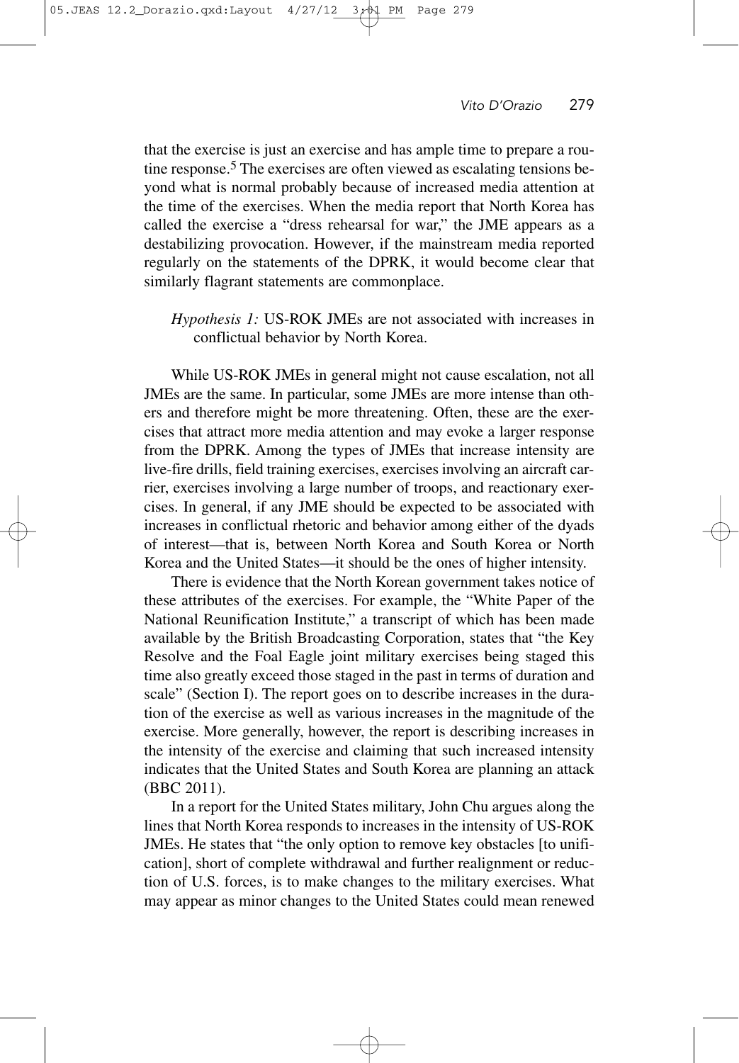that the exercise is just an exercise and has ample time to prepare a routine response.[5] The exercises are often viewed as escalating tensions beyond what is normal probably because of increased media attention at the time of the exercises. When the media report that North Korea has called the exercise a "dress rehearsal for war," the JME appears as a destabilizing provocation. However, if the mainstream media reported regularly on the statements of the DPRK, it would become clear that similarly flagrant statements are commonplace.

> *Hypothesis 1:* US-ROK JMEs are not associated with increases in conflictual behavior by North Korea.

While US-ROK JMEs in general might not cause escalation, not all JMEs are the same. In particular, some JMEs are more intense than others and therefore might be more threatening. Often, these are the exercises that attract more media attention and may evoke a larger response from the DPRK. Among the types of JMEs that increase intensity are live-fire drills, field training exercises, exercises involving an aircraft carrier, exercises involving a large number of troops, and reactionary exercises. In general, if any JME should be expected to be associated with increases in conflictual rhetoric and behavior among either of the dyads of interest—that is, between North Korea and South Korea or North Korea and the United States—it should be the ones of higher intensity.

There is evidence that the North Korean government takes notice of these attributes of the exercises. For example, the "White Paper of the National Reunification Institute," a transcript of which has been made available by the British Broadcasting Corporation, states that "the Key Resolve and the Foal Eagle joint military exercises being staged this time also greatly exceed those staged in the past in terms of duration and scale" (Section I). The report goes on to describe increases in the duration of the exercise as well as various increases in the magnitude of the exercise. More generally, however, the report is describing increases in the intensity of the exercise and claiming that such increased intensity indicates that the United States and South Korea are planning an attack (BBC 2011).

In a report for the United States military, John Chu argues along the lines that North Korea responds to increases in the intensity of US-ROK JMEs. He states that "the only option to remove key obstacles [to unification], short of complete withdrawal and further realignment or reduction of U.S. forces, is to make changes to the military exercises. What may appear as minor changes to the United States could mean renewed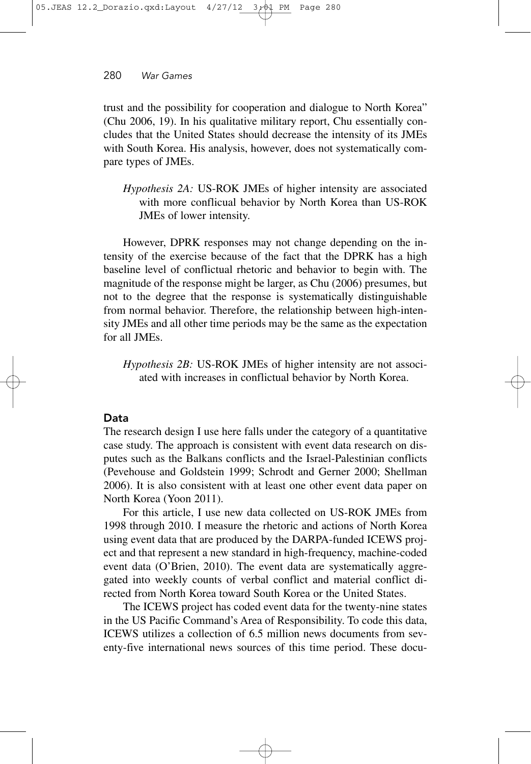trust and the possibility for cooperation and dialogue to North Korea" (Chu 2006, 19). In his qualitative military report, Chu essentially concludes that the United States should decrease the intensity of its JMEs with South Korea. His analysis, however, does not systematically compare types of JMEs.

> *Hypothesis 2A:* US-ROK JMEs of higher intensity are associated with more conflicual behavior by North Korea than US-ROK JMEs of lower intensity.

However, DPRK responses may not change depending on the intensity of the exercise because of the fact that the DPRK has a high baseline level of conflictual rhetoric and behavior to begin with. The magnitude of the response might be larger, as Chu (2006) presumes, but not to the degree that the response is systematically distinguishable from normal behavior. Therefore, the relationship between high-intensity JMEs and all other time periods may be the same as the expectation for all JMEs.

> *Hypothesis 2B:* US-ROK JMEs of higher intensity are not associated with increases in conflictual behavior by North Korea.

## Data

The research design I use here falls under the category of a quantitative case study. The approach is consistent with event data research on disputes such as the Balkans conflicts and the Israel-Palestinian conflicts (Pevehouse and Goldstein 1999; Schrodt and Gerner 2000; Shellman 2006). It is also consistent with at least one other event data paper on North Korea (Yoon 2011).

For this article, I use new data collected on US-ROK JMEs from 1998 through 2010. I measure the rhetoric and actions of North Korea using event data that are produced by the DARPA-funded ICEWS project and that represent a new standard in high-frequency, machine-coded event data (O'Brien, 2010). The event data are systematically aggregated into weekly counts of verbal conflict and material conflict directed from North Korea toward South Korea or the United States.

The ICEWS project has coded event data for the twenty-nine states in the US Pacific Command's Area of Responsibility. To code this data, ICEWS utilizes a collection of 6.5 million news documents from seventy-five international news sources of this time period. These docu-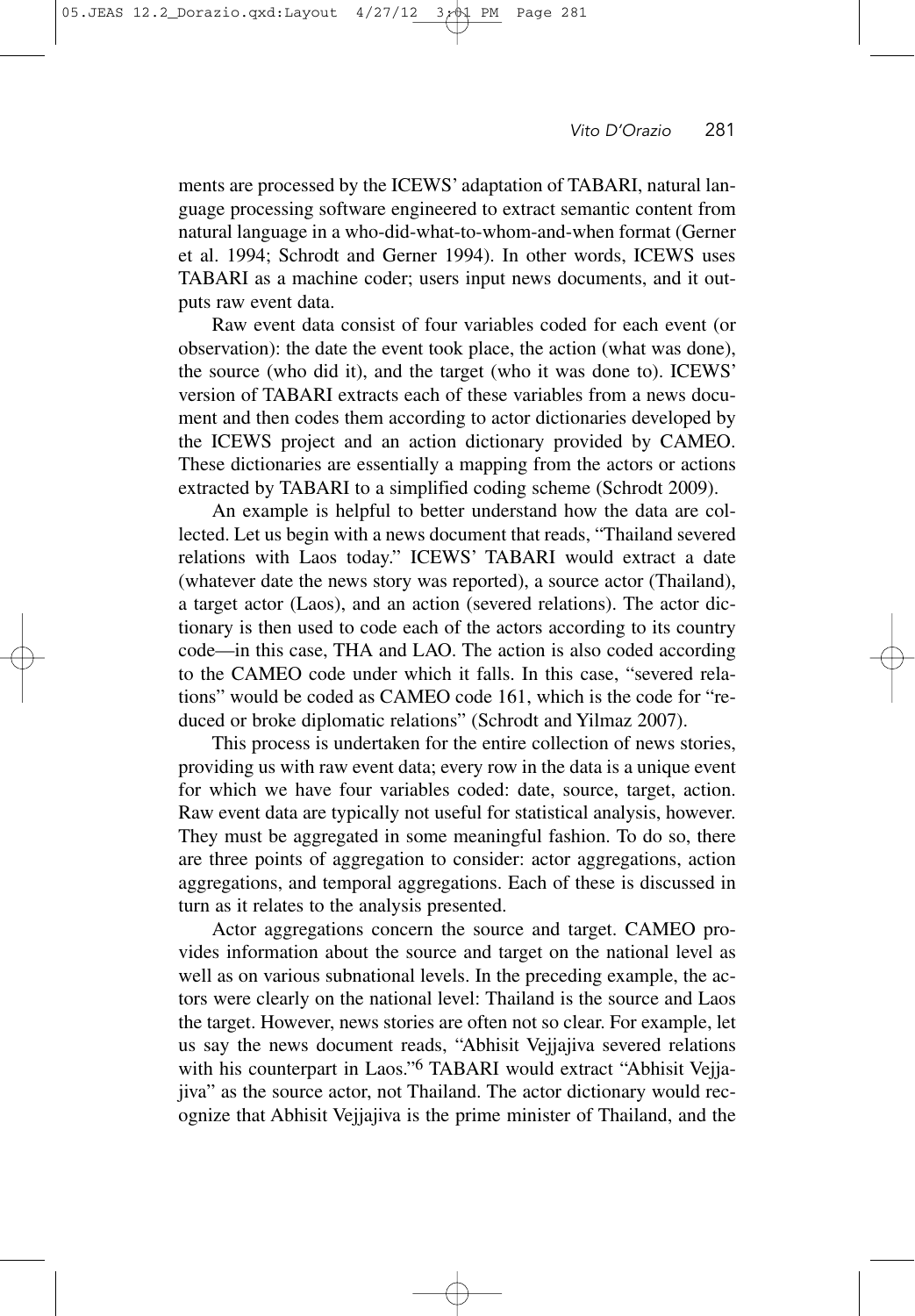ments are processed by the ICEWS' adaptation of TABARI, natural language processing software engineered to extract semantic content from natural language in a who-did-what-to-whom-and-when format (Gerner et al. 1994; Schrodt and Gerner 1994). In other words, ICEWS uses TABARI as a machine coder; users input news documents, and it outputs raw event data.

Raw event data consist of four variables coded for each event (or observation): the date the event took place, the action (what was done), the source (who did it), and the target (who it was done to). ICEWS' version of TABARI extracts each of these variables from a news document and then codes them according to actor dictionaries developed by the ICEWS project and an action dictionary provided by CAMEO. These dictionaries are essentially a mapping from the actors or actions extracted by TABARI to a simplified coding scheme (Schrodt 2009).

An example is helpful to better understand how the data are collected. Let us begin with a news document that reads, "Thailand severed relations with Laos today." ICEWS' TABARI would extract a date (whatever date the news story was reported), a source actor (Thailand), a target actor (Laos), and an action (severed relations). The actor dictionary is then used to code each of the actors according to its country code—in this case, THA and LAO. The action is also coded according to the CAMEO code under which it falls. In this case, "severed relations" would be coded as CAMEO code 161, which is the code for "reduced or broke diplomatic relations" (Schrodt and Yilmaz 2007).

This process is undertaken for the entire collection of news stories, providing us with raw event data; every row in the data is a unique event for which we have four variables coded: date, source, target, action. Raw event data are typically not useful for statistical analysis, however. They must be aggregated in some meaningful fashion. To do so, there are three points of aggregation to consider: actor aggregations, action aggregations, and temporal aggregations. Each of these is discussed in turn as it relates to the analysis presented.

Actor aggregations concern the source and target. CAMEO provides information about the source and target on the national level as well as on various subnational levels. In the preceding example, the actors were clearly on the national level: Thailand is the source and Laos the target. However, news stories are often not so clear. For example, let us say the news document reads, "Abhisit Vejjajiva severed relations with his counterpart in Laos."[6] TABARI would extract "Abhisit Vejjajiva" as the source actor, not Thailand. The actor dictionary would recognize that Abhisit Vejjajiva is the prime minister of Thailand, and the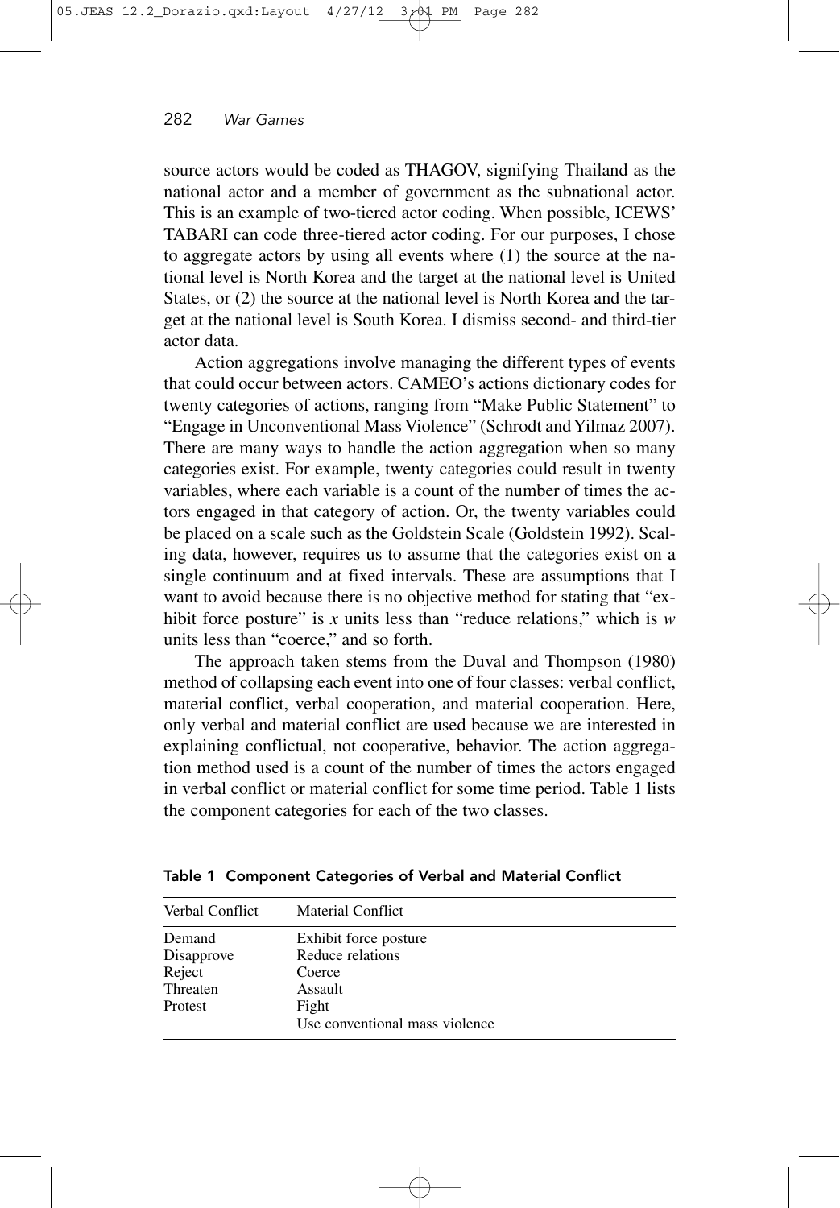source actors would be coded as THAGOV, signifying Thailand as the national actor and a member of government as the subnational actor. This is an example of two-tiered actor coding. When possible, ICEWS' TABARI can code three-tiered actor coding. For our purposes, I chose to aggregate actors by using all events where (1) the source at the national level is North Korea and the target at the national level is United States, or (2) the source at the national level is North Korea and the target at the national level is South Korea. I dismiss second- and third-tier actor data.

Action aggregations involve managing the different types of events that could occur between actors. CAMEO's actions dictionary codes for twenty categories of actions, ranging from "Make Public Statement" to "Engage in Unconventional Mass Violence" (Schrodt and Yilmaz 2007). There are many ways to handle the action aggregation when so many categories exist. For example, twenty categories could result in twenty variables, where each variable is a count of the number of times the actors engaged in that category of action. Or, the twenty variables could be placed on a scale such as the Goldstein Scale (Goldstein 1992). Scaling data, however, requires us to assume that the categories exist on a single continuum and at fixed intervals. These are assumptions that I want to avoid because there is no objective method for stating that "exhibit force posture" is $x$ units less than "reduce relations," which is $w$ units less than "coerce," and so forth.

The approach taken stems from the Duval and Thompson (1980) method of collapsing each event into one of four classes: verbal conflict, material conflict, verbal cooperation, and material cooperation. Here, only verbal and material conflict are used because we are interested in explaining conflictual, not cooperative, behavior. The action aggregation method used is a count of the number of times the actors engaged in verbal conflict or material conflict for some time period. Table 1 lists the component categories for each of the two classes.

**Table 1 Component Categories of Verbal and Material Conflict**

| Verbal Conflict | Material Conflict |
|---|---|
| Demand | Exhibit force posture |
| Disapprove | Reduce relations |
| Reject | Coerce |
| Threaten | Assault |
| Protest | Fight |
| | Use conventional mass violence |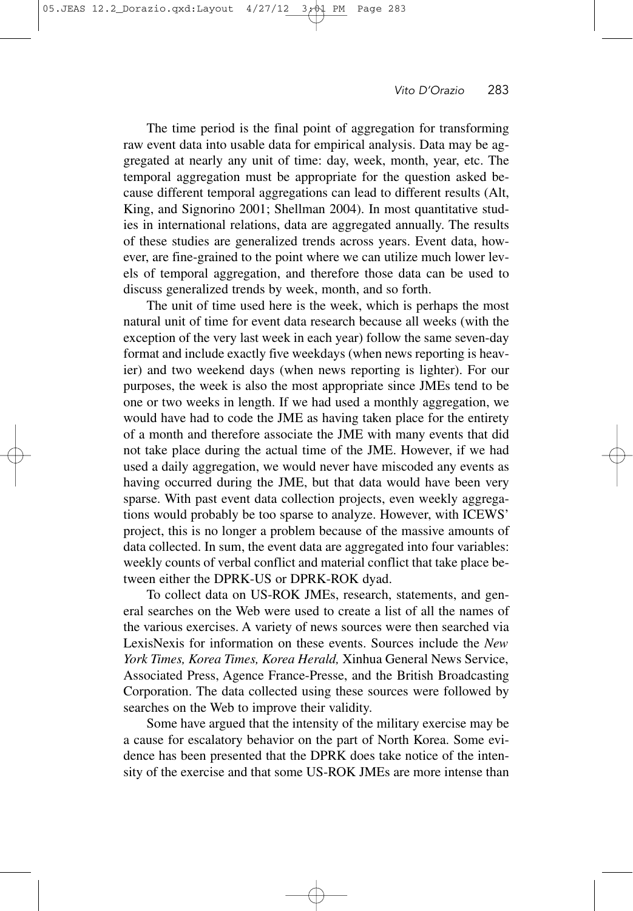The time period is the final point of aggregation for transforming raw event data into usable data for empirical analysis. Data may be aggregated at nearly any unit of time: day, week, month, year, etc. The temporal aggregation must be appropriate for the question asked because different temporal aggregations can lead to different results (Alt, King, and Signorino 2001; Shellman 2004). In most quantitative studies in international relations, data are aggregated annually. The results of these studies are generalized trends across years. Event data, however, are fine-grained to the point where we can utilize much lower levels of temporal aggregation, and therefore those data can be used to discuss generalized trends by week, month, and so forth.

The unit of time used here is the week, which is perhaps the most natural unit of time for event data research because all weeks (with the exception of the very last week in each year) follow the same seven-day format and include exactly five weekdays (when news reporting is heavier) and two weekend days (when news reporting is lighter). For our purposes, the week is also the most appropriate since JMEs tend to be one or two weeks in length. If we had used a monthly aggregation, we would have had to code the JME as having taken place for the entirety of a month and therefore associate the JME with many events that did not take place during the actual time of the JME. However, if we had used a daily aggregation, we would never have miscoded any events as having occurred during the JME, but that data would have been very sparse. With past event data collection projects, even weekly aggregations would probably be too sparse to analyze. However, with ICEWS' project, this is no longer a problem because of the massive amounts of data collected. In sum, the event data are aggregated into four variables: weekly counts of verbal conflict and material conflict that take place between either the DPRK-US or DPRK-ROK dyad.

To collect data on US-ROK JMEs, research, statements, and general searches on the Web were used to create a list of all the names of the various exercises. A variety of news sources were then searched via LexisNexis for information on these events. Sources include the *New York Times, Korea Times, Korea Herald,* Xinhua General News Service, Associated Press, Agence France-Presse, and the British Broadcasting Corporation. The data collected using these sources were followed by searches on the Web to improve their validity.

Some have argued that the intensity of the military exercise may be a cause for escalatory behavior on the part of North Korea. Some evidence has been presented that the DPRK does take notice of the intensity of the exercise and that some US-ROK JMEs are more intense than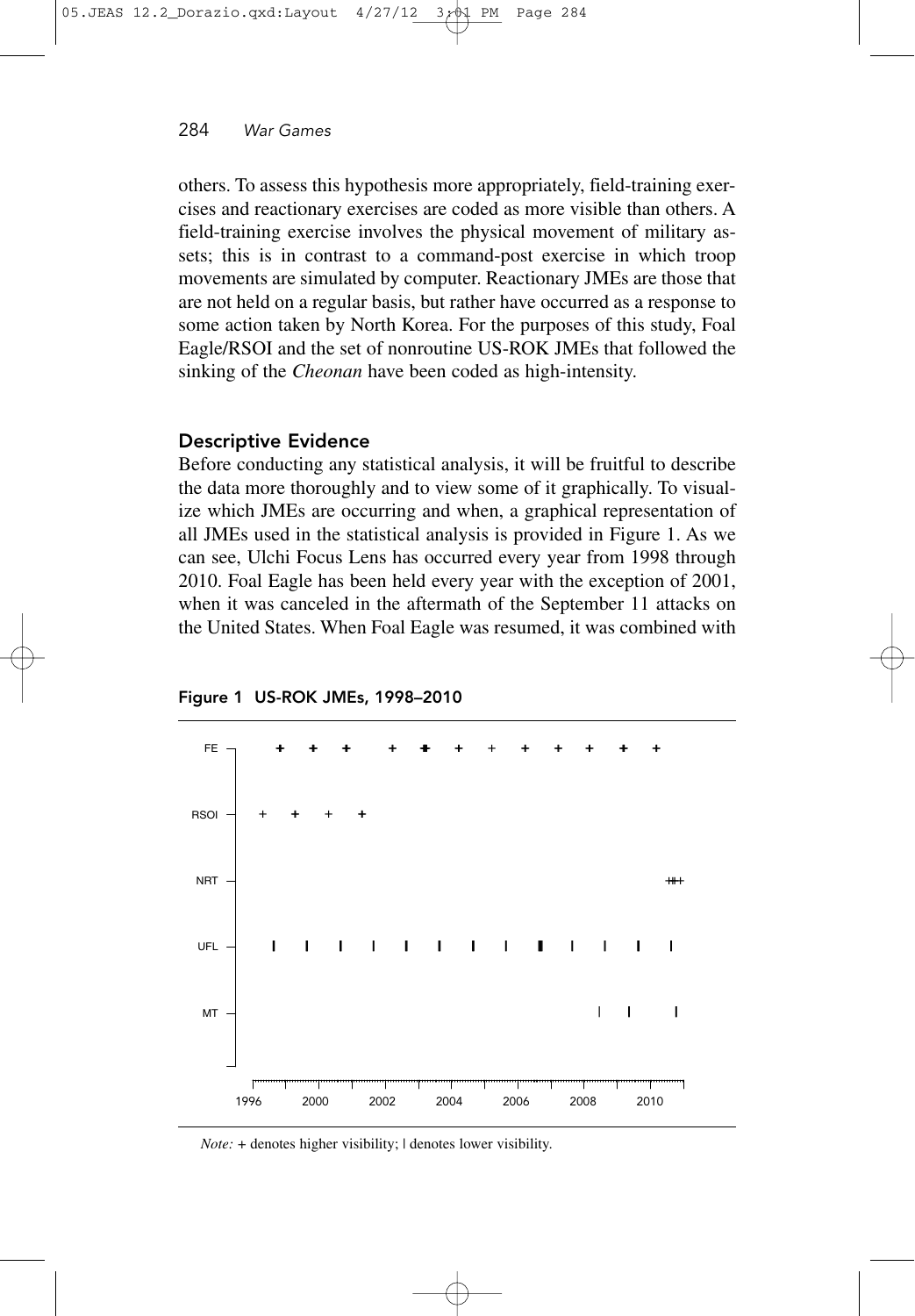others. To assess this hypothesis more appropriately, field-training exercises and reactionary exercises are coded as more visible than others. A field-training exercise involves the physical movement of military assets; this is in contrast to a command-post exercise in which troop movements are simulated by computer. Reactionary JMEs are those that are not held on a regular basis, but rather have occurred as a response to some action taken by North Korea. For the purposes of this study, Foal Eagle/RSOI and the set of nonroutine US-ROK JMEs that followed the sinking of the *Cheonan* have been coded as high-intensity.

### Descriptive Evidence

Before conducting any statistical analysis, it will be fruitful to describe the data more thoroughly and to view some of it graphically. To visualize which JMEs are occurring and when, a graphical representation of all JMEs used in the statistical analysis is provided in Figure 1. As we can see, Ulchi Focus Lens has occurred every year from 1998 through 2010. Foal Eagle has been held every year with the exception of 2001, when it was canceled in the aftermath of the September 11 attacks on the United States. When Foal Eagle was resumed, it was combined with

**Figure 1 US-ROK JMEs, 1998–2010**

*Note:* + denotes higher visibility; | denotes lower visibility.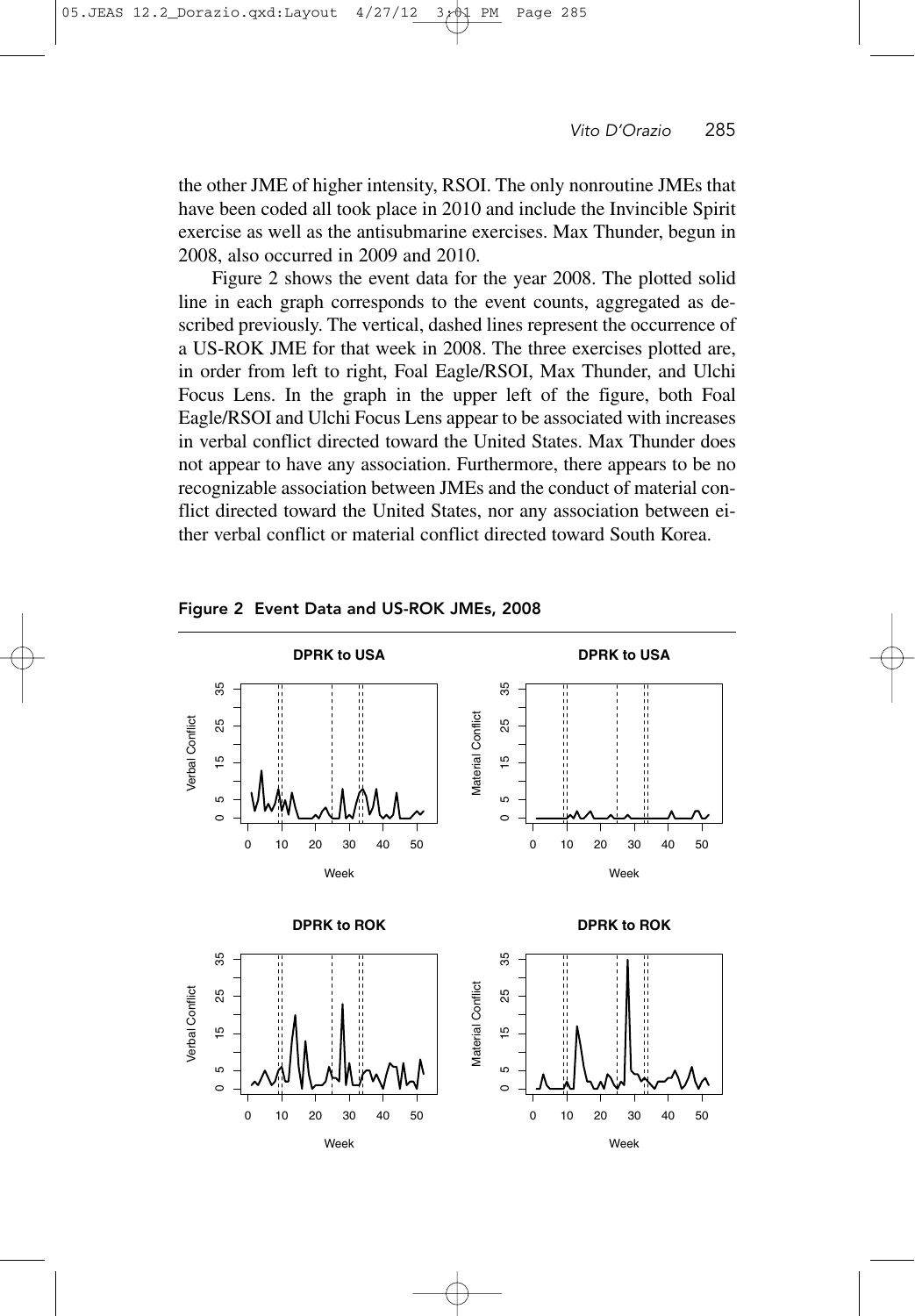the other JME of higher intensity, RSOI. The only nonroutine JMEs that have been coded all took place in 2010 and include the Invincible Spirit exercise as well as the antisubmarine exercises. Max Thunder, begun in 2008, also occurred in 2009 and 2010.

Figure 2 shows the event data for the year 2008. The plotted solid line in each graph corresponds to the event counts, aggregated as described previously. The vertical, dashed lines represent the occurrence of a US-ROK JME for that week in 2008. The three exercises plotted are, in order from left to right, Foal Eagle/RSOI, Max Thunder, and Ulchi Focus Lens. In the graph in the upper left of the figure, both Foal Eagle/RSOI and Ulchi Focus Lens appear to be associated with increases in verbal conflict directed toward the United States. Max Thunder does not appear to have any association. Furthermore, there appears to be no recognizable association between JMEs and the conduct of material conflict directed toward the United States, nor any association between either verbal conflict or material conflict directed toward South Korea.

**Figure 2 Event Data and US-ROK JMEs, 2008**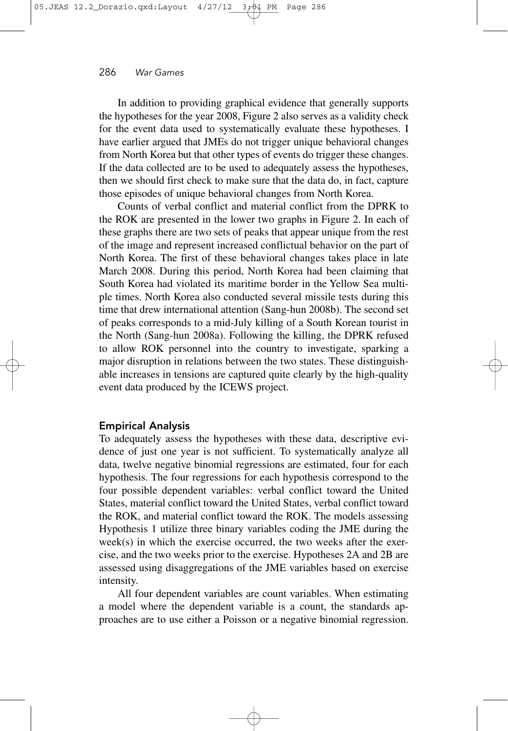In addition to providing graphical evidence that generally supports the hypotheses for the year 2008, Figure 2 also serves as a validity check for the event data used to systematically evaluate these hypotheses. I have earlier argued that JMEs do not trigger unique behavioral changes from North Korea but that other types of events do trigger these changes. If the data collected are to be used to adequately assess the hypotheses, then we should first check to make sure that the data do, in fact, capture those episodes of unique behavioral changes from North Korea.

Counts of verbal conflict and material conflict from the DPRK to the ROK are presented in the lower two graphs in Figure 2. In each of these graphs there are two sets of peaks that appear unique from the rest of the image and represent increased conflictual behavior on the part of North Korea. The first of these behavioral changes takes place in late March 2008. During this period, North Korea had been claiming that South Korea had violated its maritime border in the Yellow Sea multiple times. North Korea also conducted several missile tests during this time that drew international attention (Sang-hun 2008b). The second set of peaks corresponds to a mid-July killing of a South Korean tourist in the North (Sang-hun 2008a). Following the killing, the DPRK refused to allow ROK personnel into the country to investigate, sparking a major disruption in relations between the two states. These distinguishable increases in tensions are captured quite clearly by the high-quality event data produced by the ICEWS project.

## Empirical Analysis

To adequately assess the hypotheses with these data, descriptive evidence of just one year is not sufficient. To systematically analyze all data, twelve negative binomial regressions are estimated, four for each hypothesis. The four regressions for each hypothesis correspond to the four possible dependent variables: verbal conflict toward the United States, material conflict toward the United States, verbal conflict toward the ROK, and material conflict toward the ROK. The models assessing Hypothesis 1 utilize three binary variables coding the JME during the week(s) in which the exercise occurred, the two weeks after the exercise, and the two weeks prior to the exercise. Hypotheses 2A and 2B are assessed using disaggregations of the JME variables based on exercise intensity.

All four dependent variables are count variables. When estimating a model where the dependent variable is a count, the standards approaches are to use either a Poisson or a negative binomial regression.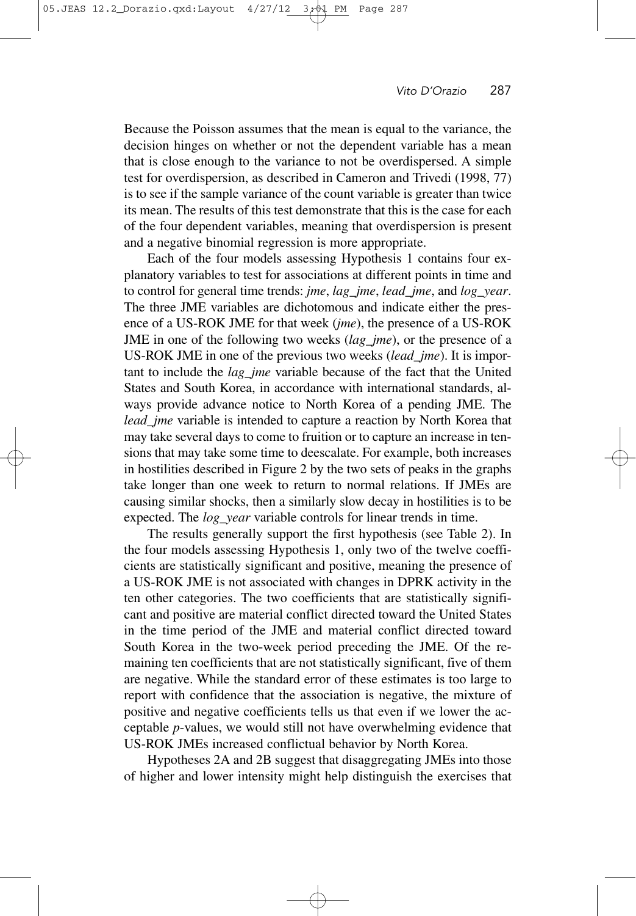Because the Poisson assumes that the mean is equal to the variance, the decision hinges on whether or not the dependent variable has a mean that is close enough to the variance to not be overdispersed. A simple test for overdispersion, as described in Cameron and Trivedi (1998, 77) is to see if the sample variance of the count variable is greater than twice its mean. The results of this test demonstrate that this is the case for each of the four dependent variables, meaning that overdispersion is present and a negative binomial regression is more appropriate.

Each of the four models assessing Hypothesis 1 contains four explanatory variables to test for associations at different points in time and to control for general time trends: *jme*, *lag_jme*, *lead_jme*, and *log_year*. The three JME variables are dichotomous and indicate either the presence of a US-ROK JME for that week (*jme*), the presence of a US-ROK JME in one of the following two weeks (*lag_jme*), or the presence of a US-ROK JME in one of the previous two weeks (*lead_jme*). It is important to include the *lag_jme* variable because of the fact that the United States and South Korea, in accordance with international standards, always provide advance notice to North Korea of a pending JME. The *lead_jme* variable is intended to capture a reaction by North Korea that may take several days to come to fruition or to capture an increase in tensions that may take some time to deescalate. For example, both increases in hostilities described in Figure 2 by the two sets of peaks in the graphs take longer than one week to return to normal relations. If JMEs are causing similar shocks, then a similarly slow decay in hostilities is to be expected. The *log_year* variable controls for linear trends in time.

The results generally support the first hypothesis (see Table 2). In the four models assessing Hypothesis 1, only two of the twelve coefficients are statistically significant and positive, meaning the presence of a US-ROK JME is not associated with changes in DPRK activity in the ten other categories. The two coefficients that are statistically significant and positive are material conflict directed toward the United States in the time period of the JME and material conflict directed toward South Korea in the two-week period preceding the JME. Of the remaining ten coefficients that are not statistically significant, five of them are negative. While the standard error of these estimates is too large to report with confidence that the association is negative, the mixture of positive and negative coefficients tells us that even if we lower the acceptable *p*-values, we would still not have overwhelming evidence that US-ROK JMEs increased conflictual behavior by North Korea.

Hypotheses 2A and 2B suggest that disaggregating JMEs into those of higher and lower intensity might help distinguish the exercises that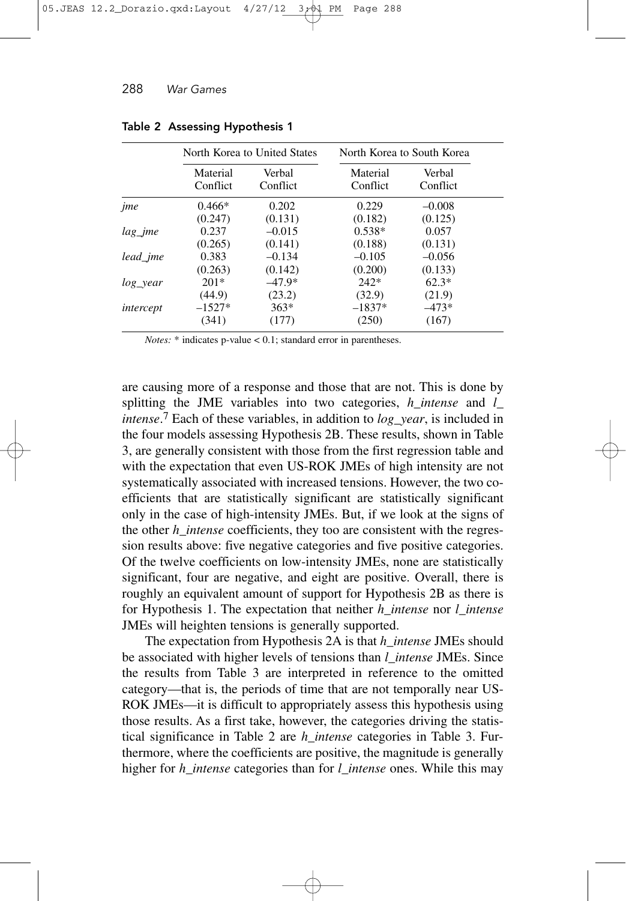**Table 2 Assessing Hypothesis 1**

| | North Korea to United States | | North Korea to South Korea | |
|---|---|---|---|---|
| | Material Conflict | Verbal Conflict | Material Conflict | Verbal Conflict |
| *jme* | 0.466* | 0.202 | 0.229 | –0.008 |
| | (0.247) | (0.131) | (0.182) | (0.125) |
| *lag_jme* | 0.237 | –0.015 | 0.538* | 0.057 |
| | (0.265) | (0.141) | (0.188) | (0.131) |
| *lead_jme* | 0.383 | –0.134 | –0.105 | –0.056 |
| | (0.263) | (0.142) | (0.200) | (0.133) |
| *log_year* | 201* | –47.9* | 242* | 62.3* |
| | (44.9) | (23.2) | (32.9) | (21.9) |
| *intercept* | –1527* | 363* | –1837* | –473* |
| | (341) | (177) | (250) | (167) |

*Notes:* * indicates p-value < 0.1; standard error in parentheses.

are causing more of a response and those that are not. This is done by splitting the JME variables into two categories, *h_intense* and *l_intense*.[7] Each of these variables, in addition to *log_year*, is included in the four models assessing Hypothesis 2B. These results, shown in Table 3, are generally consistent with those from the first regression table and with the expectation that even US-ROK JMEs of high intensity are not systematically associated with increased tensions. However, the two coefficients that are statistically significant are statistically significant only in the case of high-intensity JMEs. But, if we look at the signs of the other *h_intense* coefficients, they too are consistent with the regression results above: five negative categories and five positive categories. Of the twelve coefficients on low-intensity JMEs, none are statistically significant, four are negative, and eight are positive. Overall, there is roughly an equivalent amount of support for Hypothesis 2B as there is for Hypothesis 1. The expectation that neither *h_intense* nor *l_intense* JMEs will heighten tensions is generally supported.

The expectation from Hypothesis 2A is that *h_intense* JMEs should be associated with higher levels of tensions than *l_intense* JMEs. Since the results from Table 3 are interpreted in reference to the omitted category—that is, the periods of time that are not temporally near US-ROK JMEs—it is difficult to appropriately assess this hypothesis using those results. As a first take, however, the categories driving the statistical significance in Table 2 are *h_intense* categories in Table 3. Furthermore, where the coefficients are positive, the magnitude is generally higher for *h_intense* categories than for *l_intense* ones. While this may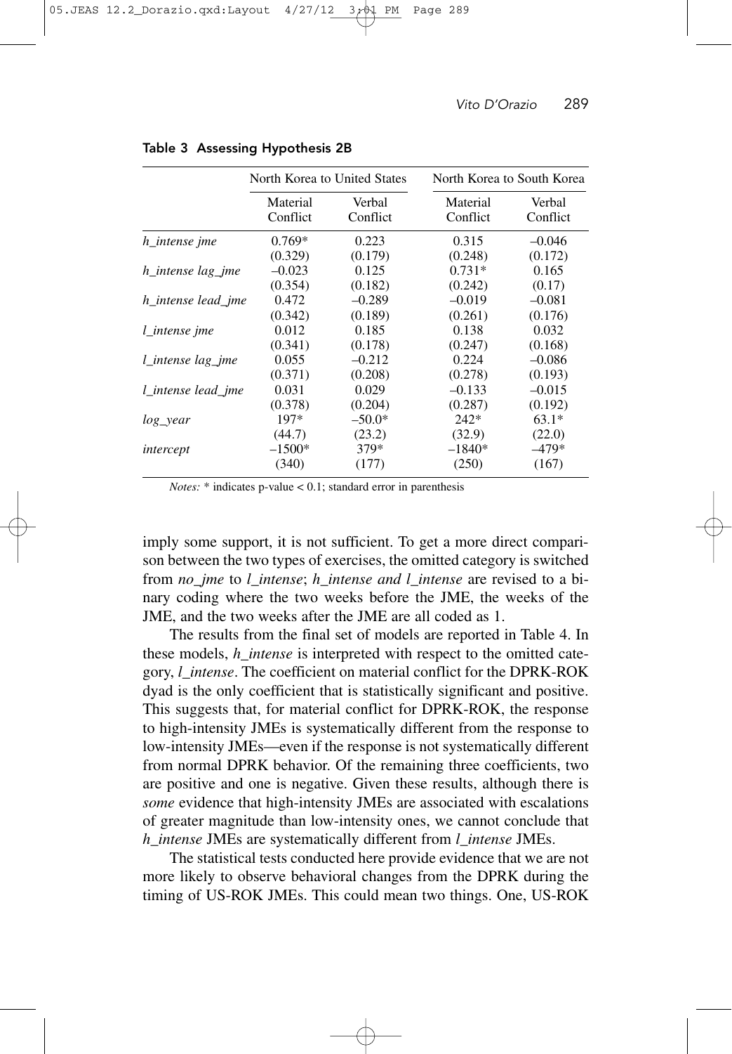**Table 3 Assessing Hypothesis 2B**

| | North Korea to United States | | North Korea to South Korea | |
|---|---|---|---|---|
| | Material Conflict | Verbal Conflict | Material Conflict | Verbal Conflict |
| *h_intense jme* | 0.769* | 0.223 | 0.315 | –0.046 |
| | (0.329) | (0.179) | (0.248) | (0.172) |
| *h_intense lag_jme* | –0.023 | 0.125 | 0.731* | 0.165 |
| | (0.354) | (0.182) | (0.242) | (0.17) |
| *h_intense lead_jme* | 0.472 | –0.289 | –0.019 | –0.081 |
| | (0.342) | (0.189) | (0.261) | (0.176) |
| *l_intense jme* | 0.012 | 0.185 | 0.138 | 0.032 |
| | (0.341) | (0.178) | (0.247) | (0.168) |
| *l_intense lag_jme* | 0.055 | –0.212 | 0.224 | –0.086 |
| | (0.371) | (0.208) | (0.278) | (0.193) |
| *l_intense lead_jme* | 0.031 | 0.029 | –0.133 | –0.015 |
| | (0.378) | (0.204) | (0.287) | (0.192) |
| *log_year* | 197* | –50.0* | 242* | 63.1* |
| | (44.7) | (23.2) | (32.9) | (22.0) |
| *intercept* | –1500* | 379* | –1840* | –479* |
| | (340) | (177) | (250) | (167) |

*Notes:* * indicates p-value < 0.1; standard error in parenthesis

imply some support, it is not sufficient. To get a more direct comparison between the two types of exercises, the omitted category is switched from *no_jme* to *l_intense*; *h_intense and l_intense* are revised to a binary coding where the two weeks before the JME, the weeks of the JME, and the two weeks after the JME are all coded as 1.

The results from the final set of models are reported in Table 4. In these models, *h_intense* is interpreted with respect to the omitted category, *l_intense*. The coefficient on material conflict for the DPRK-ROK dyad is the only coefficient that is statistically significant and positive. This suggests that, for material conflict for DPRK-ROK, the response to high-intensity JMEs is systematically different from the response to low-intensity JMEs—even if the response is not systematically different from normal DPRK behavior. Of the remaining three coefficients, two are positive and one is negative. Given these results, although there is *some* evidence that high-intensity JMEs are associated with escalations of greater magnitude than low-intensity ones, we cannot conclude that *h_intense* JMEs are systematically different from *l_intense* JMEs.

The statistical tests conducted here provide evidence that we are not more likely to observe behavioral changes from the DPRK during the timing of US-ROK JMEs. This could mean two things. One, US-ROK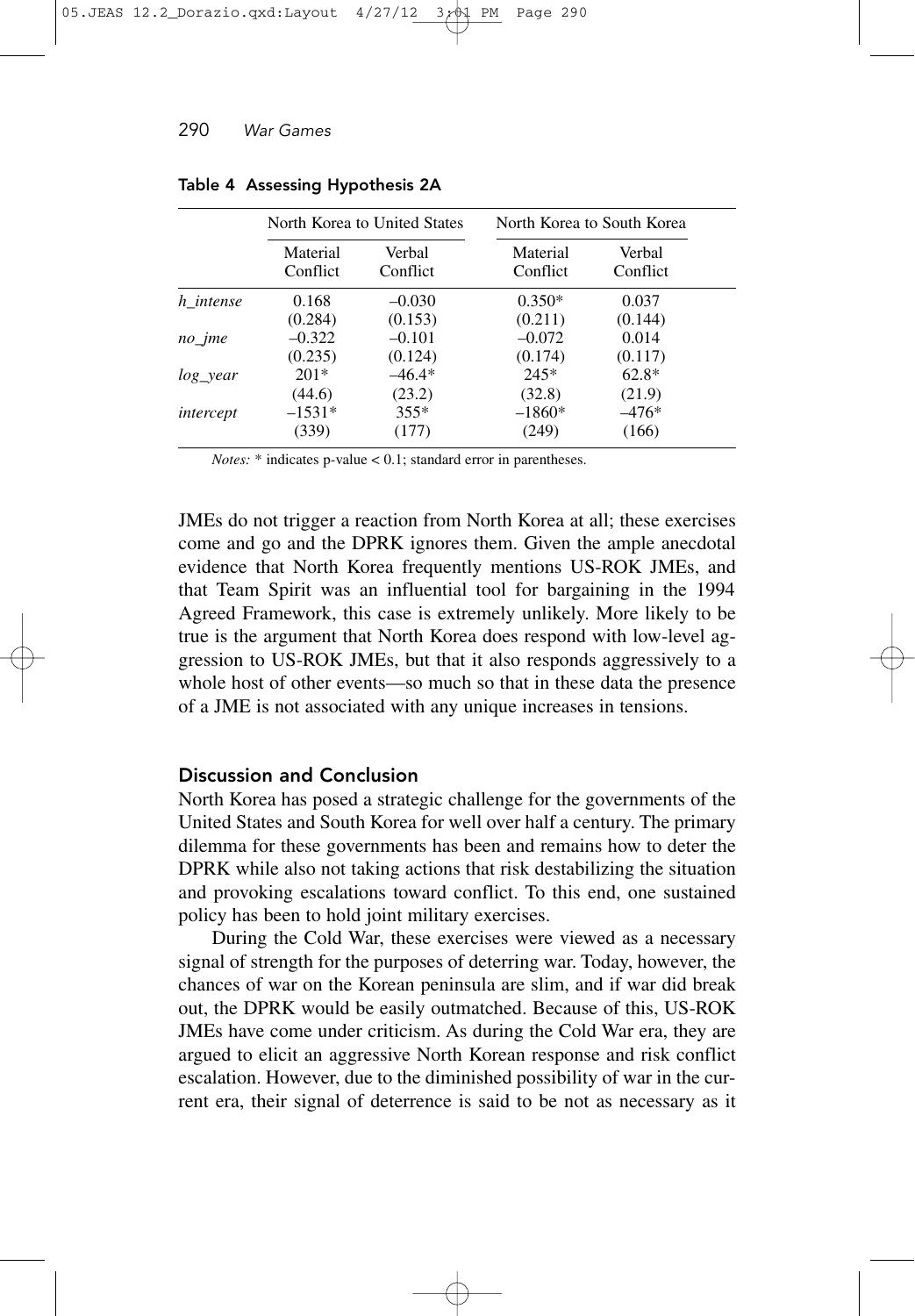**Table 4 Assessing Hypothesis 2A**

| | North Korea to United States | | North Korea to South Korea | |
|---|---|---|---|---|
| | Material Conflict | Verbal Conflict | Material Conflict | Verbal Conflict |
| *h_intense* | 0.168 | –0.030 | 0.350* | 0.037 |
| | (0.284) | (0.153) | (0.211) | (0.144) |
| *no_jme* | –0.322 | –0.101 | –0.072 | 0.014 |
| | (0.235) | (0.124) | (0.174) | (0.117) |
| *log_year* | 201* | –46.4* | 245* | 62.8* |
| | (44.6) | (23.2) | (32.8) | (21.9) |
| *intercept* | –1531* | 355* | –1860* | –476* |
| | (339) | (177) | (249) | (166) |

*Notes:* * indicates p-value < 0.1; standard error in parentheses.

JMEs do not trigger a reaction from North Korea at all; these exercises come and go and the DPRK ignores them. Given the ample anecdotal evidence that North Korea frequently mentions US-ROK JMEs, and that Team Spirit was an influential tool for bargaining in the 1994 Agreed Framework, this case is extremely unlikely. More likely to be true is the argument that North Korea does respond with low-level aggression to US-ROK JMEs, but that it also responds aggressively to a whole host of other events—so much so that in these data the presence of a JME is not associated with any unique increases in tensions.

## Discussion and Conclusion

North Korea has posed a strategic challenge for the governments of the United States and South Korea for well over half a century. The primary dilemma for these governments has been and remains how to deter the DPRK while also not taking actions that risk destabilizing the situation and provoking escalations toward conflict. To this end, one sustained policy has been to hold joint military exercises.

During the Cold War, these exercises were viewed as a necessary signal of strength for the purposes of deterring war. Today, however, the chances of war on the Korean peninsula are slim, and if war did break out, the DPRK would be easily outmatched. Because of this, US-ROK JMEs have come under criticism. As during the Cold War era, they are argued to elicit an aggressive North Korean response and risk conflict escalation. However, due to the diminished possibility of war in the current era, their signal of deterrence is said to be not as necessary as it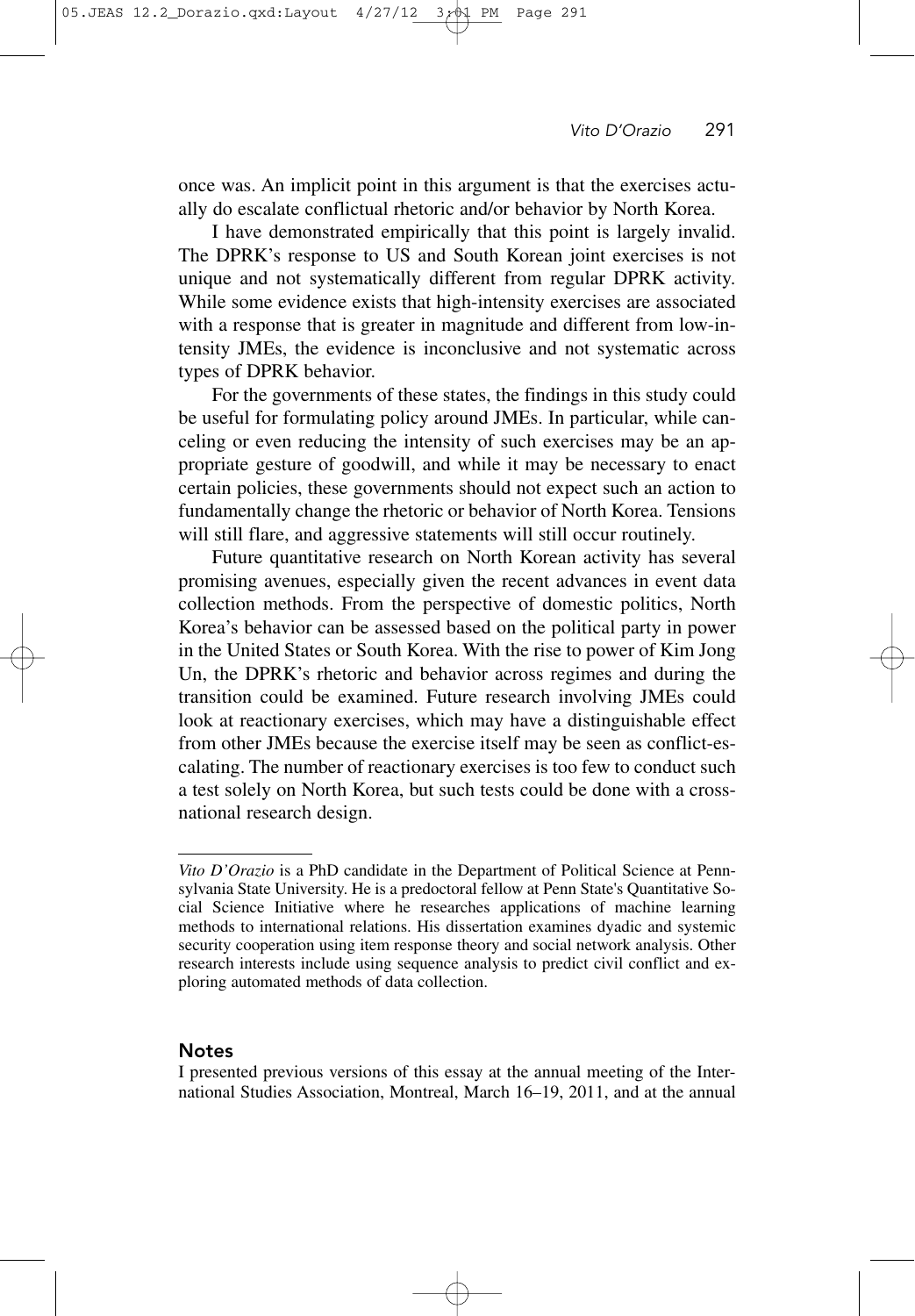once was. An implicit point in this argument is that the exercises actually do escalate conflictual rhetoric and/or behavior by North Korea.

I have demonstrated empirically that this point is largely invalid. The DPRK's response to US and South Korean joint exercises is not unique and not systematically different from regular DPRK activity. While some evidence exists that high-intensity exercises are associated with a response that is greater in magnitude and different from low-intensity JMEs, the evidence is inconclusive and not systematic across types of DPRK behavior.

For the governments of these states, the findings in this study could be useful for formulating policy around JMEs. In particular, while canceling or even reducing the intensity of such exercises may be an appropriate gesture of goodwill, and while it may be necessary to enact certain policies, these governments should not expect such an action to fundamentally change the rhetoric or behavior of North Korea. Tensions will still flare, and aggressive statements will still occur routinely.

Future quantitative research on North Korean activity has several promising avenues, especially given the recent advances in event data collection methods. From the perspective of domestic politics, North Korea's behavior can be assessed based on the political party in power in the United States or South Korea. With the rise to power of Kim Jong Un, the DPRK's rhetoric and behavior across regimes and during the transition could be examined. Future research involving JMEs could look at reactionary exercises, which may have a distinguishable effect from other JMEs because the exercise itself may be seen as conflict-escalating. The number of reactionary exercises is too few to conduct such a test solely on North Korea, but such tests could be done with a cross-national research design.

---

*Vito D'Orazio* is a PhD candidate in the Department of Political Science at Pennsylvania State University. He is a predoctoral fellow at Penn State's Quantitative Social Science Initiative where he researches applications of machine learning methods to international relations. His dissertation examines dyadic and systemic security cooperation using item response theory and social network analysis. Other research interests include using sequence analysis to predict civil conflict and exploring automated methods of data collection.

## Notes

I presented previous versions of this essay at the annual meeting of the International Studies Association, Montreal, March 16–19, 2011, and at the annual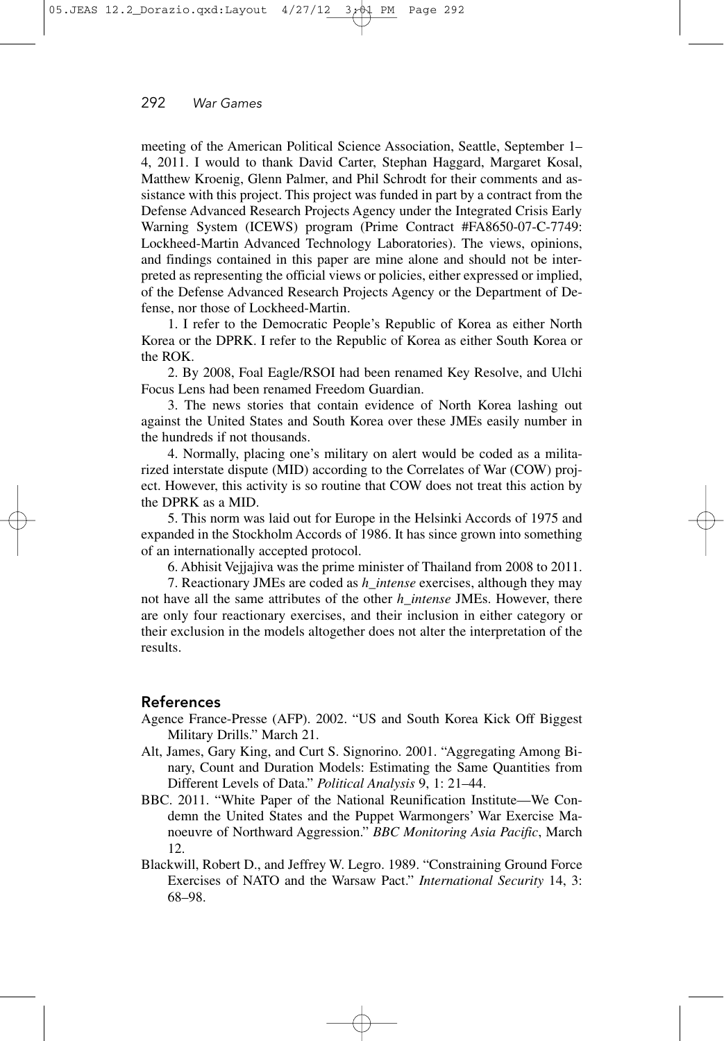meeting of the American Political Science Association, Seattle, September 1–4, 2011. I would to thank David Carter, Stephan Haggard, Margaret Kosal, Matthew Kroenig, Glenn Palmer, and Phil Schrodt for their comments and assistance with this project. This project was funded in part by a contract from the Defense Advanced Research Projects Agency under the Integrated Crisis Early Warning System (ICEWS) program (Prime Contract #FA8650-07-C-7749: Lockheed-Martin Advanced Technology Laboratories). The views, opinions, and findings contained in this paper are mine alone and should not be interpreted as representing the official views or policies, either expressed or implied, of the Defense Advanced Research Projects Agency or the Department of Defense, nor those of Lockheed-Martin.

1. I refer to the Democratic People's Republic of Korea as either North Korea or the DPRK. I refer to the Republic of Korea as either South Korea or the ROK.

2. By 2008, Foal Eagle/RSOI had been renamed Key Resolve, and Ulchi Focus Lens had been renamed Freedom Guardian.

3. The news stories that contain evidence of North Korea lashing out against the United States and South Korea over these JMEs easily number in the hundreds if not thousands.

4. Normally, placing one's military on alert would be coded as a militarized interstate dispute (MID) according to the Correlates of War (COW) project. However, this activity is so routine that COW does not treat this action by the DPRK as a MID.

5. This norm was laid out for Europe in the Helsinki Accords of 1975 and expanded in the Stockholm Accords of 1986. It has since grown into something of an internationally accepted protocol.

6. Abhisit Vejjajiva was the prime minister of Thailand from 2008 to 2011.

7. Reactionary JMEs are coded as *h_intense* exercises, although they may not have all the same attributes of the other *h_intense* JMEs. However, there are only four reactionary exercises, and their inclusion in either category or their exclusion in the models altogether does not alter the interpretation of the results.

## References

Agence France-Presse (AFP). 2002. "US and South Korea Kick Off Biggest Military Drills." March 21.

Alt, James, Gary King, and Curt S. Signorino. 2001. "Aggregating Among Binary, Count and Duration Models: Estimating the Same Quantities from Different Levels of Data." *Political Analysis* 9, 1: 21–44.

BBC. 2011. "White Paper of the National Reunification Institute—We Condemn the United States and the Puppet Warmongers' War Exercise Manoeuvre of Northward Aggression." *BBC Monitoring Asia Pacific*, March 12.

Blackwill, Robert D., and Jeffrey W. Legro. 1989. "Constraining Ground Force Exercises of NATO and the Warsaw Pact." *International Security* 14, 3: 68–98.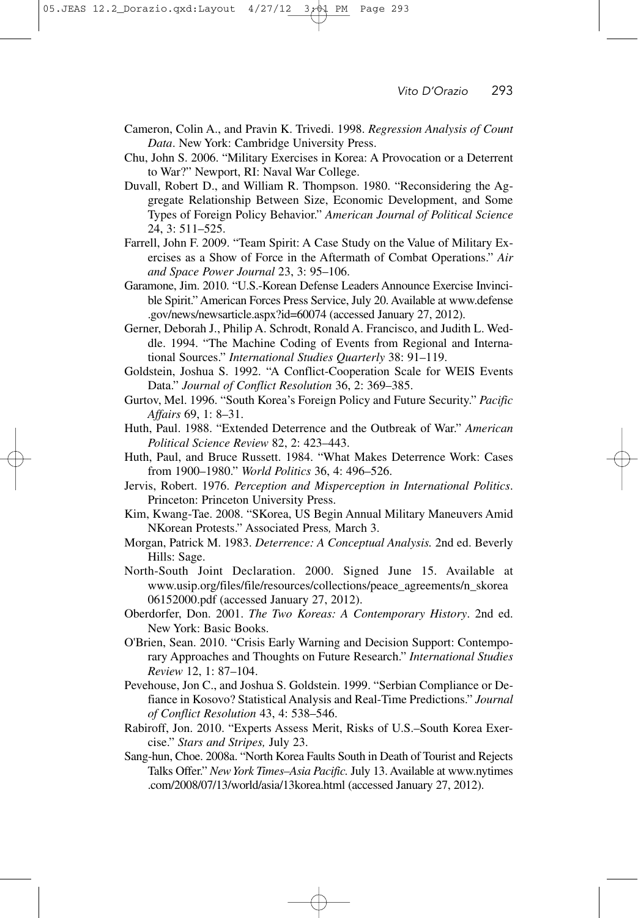Cameron, Colin A., and Pravin K. Trivedi. 1998. *Regression Analysis of Count Data*. New York: Cambridge University Press.

Chu, John S. 2006. "Military Exercises in Korea: A Provocation or a Deterrent to War?" Newport, RI: Naval War College.

Duvall, Robert D., and William R. Thompson. 1980. "Reconsidering the Aggregate Relationship Between Size, Economic Development, and Some Types of Foreign Policy Behavior." *American Journal of Political Science* 24, 3: 511–525.

Farrell, John F. 2009. "Team Spirit: A Case Study on the Value of Military Exercises as a Show of Force in the Aftermath of Combat Operations." *Air and Space Power Journal* 23, 3: 95–106.

Garamone, Jim. 2010. "U.S.-Korean Defense Leaders Announce Exercise Invincible Spirit." American Forces Press Service, July 20. Available at www.defense.gov/news/newsarticle.aspx?id=60074 (accessed January 27, 2012).

Gerner, Deborah J., Philip A. Schrodt, Ronald A. Francisco, and Judith L. Weddle. 1994. "The Machine Coding of Events from Regional and International Sources." *International Studies Quarterly* 38: 91–119.

Goldstein, Joshua S. 1992. "A Conflict-Cooperation Scale for WEIS Events Data." *Journal of Conflict Resolution* 36, 2: 369–385.

Gurtov, Mel. 1996. "South Korea's Foreign Policy and Future Security." *Pacific Affairs* 69, 1: 8–31.

Huth, Paul. 1988. "Extended Deterrence and the Outbreak of War." *American Political Science Review* 82, 2: 423–443.

Huth, Paul, and Bruce Russett. 1984. "What Makes Deterrence Work: Cases from 1900–1980." *World Politics* 36, 4: 496–526.

Jervis, Robert. 1976. *Perception and Misperception in International Politics*. Princeton: Princeton University Press.

Kim, Kwang-Tae. 2008. "SKorea, US Begin Annual Military Maneuvers Amid NKorean Protests." Associated Press*,* March 3.

Morgan, Patrick M. 1983. *Deterrence: A Conceptual Analysis.* 2nd ed. Beverly Hills: Sage.

North-South Joint Declaration. 2000. Signed June 15. Available at www.usip.org/files/file/resources/collections/peace_agreements/n_skorea06152000.pdf (accessed January 27, 2012).

Oberdorfer, Don. 2001. *The Two Koreas: A Contemporary History*. 2nd ed. New York: Basic Books.

O'Brien, Sean. 2010. "Crisis Early Warning and Decision Support: Contemporary Approaches and Thoughts on Future Research." *International Studies Review* 12, 1: 87–104.

Pevehouse, Jon C., and Joshua S. Goldstein. 1999. "Serbian Compliance or Defiance in Kosovo? Statistical Analysis and Real-Time Predictions." *Journal of Conflict Resolution* 43, 4: 538–546.

Rabiroff, Jon. 2010. "Experts Assess Merit, Risks of U.S.–South Korea Exercise." *Stars and Stripes,* July 23.

Sang-hun, Choe. 2008a. "North Korea Faults South in Death of Tourist and Rejects Talks Offer." *New York Times–Asia Pacific.* July 13. Available at www.nytimes.com/2008/07/13/world/asia/13korea.html (accessed January 27, 2012).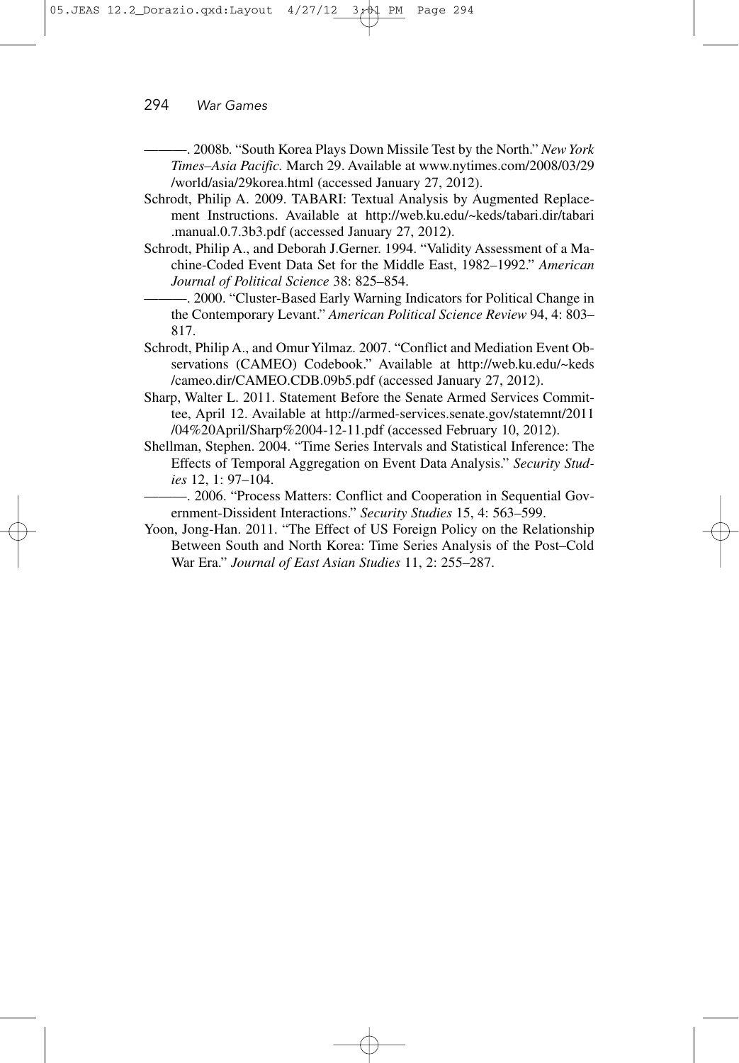———. 2008b. "South Korea Plays Down Missile Test by the North." *New York Times–Asia Pacific.* March 29. Available at www.nytimes.com/2008/03/29/world/asia/29korea.html (accessed January 27, 2012).

Schrodt, Philip A. 2009. TABARI: Textual Analysis by Augmented Replacement Instructions. Available at http://web.ku.edu/~keds/tabari.dir/tabari.manual.0.7.3b3.pdf (accessed January 27, 2012).

Schrodt, Philip A., and Deborah J.Gerner. 1994. "Validity Assessment of a Machine-Coded Event Data Set for the Middle East, 1982–1992." *American Journal of Political Science* 38: 825–854.

———. 2000. "Cluster-Based Early Warning Indicators for Political Change in the Contemporary Levant." *American Political Science Review* 94, 4: 803–817.

Schrodt, Philip A., and Omur Yilmaz. 2007. "Conflict and Mediation Event Observations (CAMEO) Codebook." Available at http://web.ku.edu/~keds/cameo.dir/CAMEO.CDB.09b5.pdf (accessed January 27, 2012).

Sharp, Walter L. 2011. Statement Before the Senate Armed Services Committee, April 12. Available at http://armed-services.senate.gov/statemnt/2011/04%20April/Sharp%2004-12-11.pdf (accessed February 10, 2012).

Shellman, Stephen. 2004. "Time Series Intervals and Statistical Inference: The Effects of Temporal Aggregation on Event Data Analysis." *Security Studies* 12, 1: 97–104.

———. 2006. "Process Matters: Conflict and Cooperation in Sequential Government-Dissident Interactions." *Security Studies* 15, 4: 563–599.

Yoon, Jong-Han. 2011. "The Effect of US Foreign Policy on the Relationship Between South and North Korea: Time Series Analysis of the Post–Cold War Era." *Journal of East Asian Studies* 11, 2: 255–287.